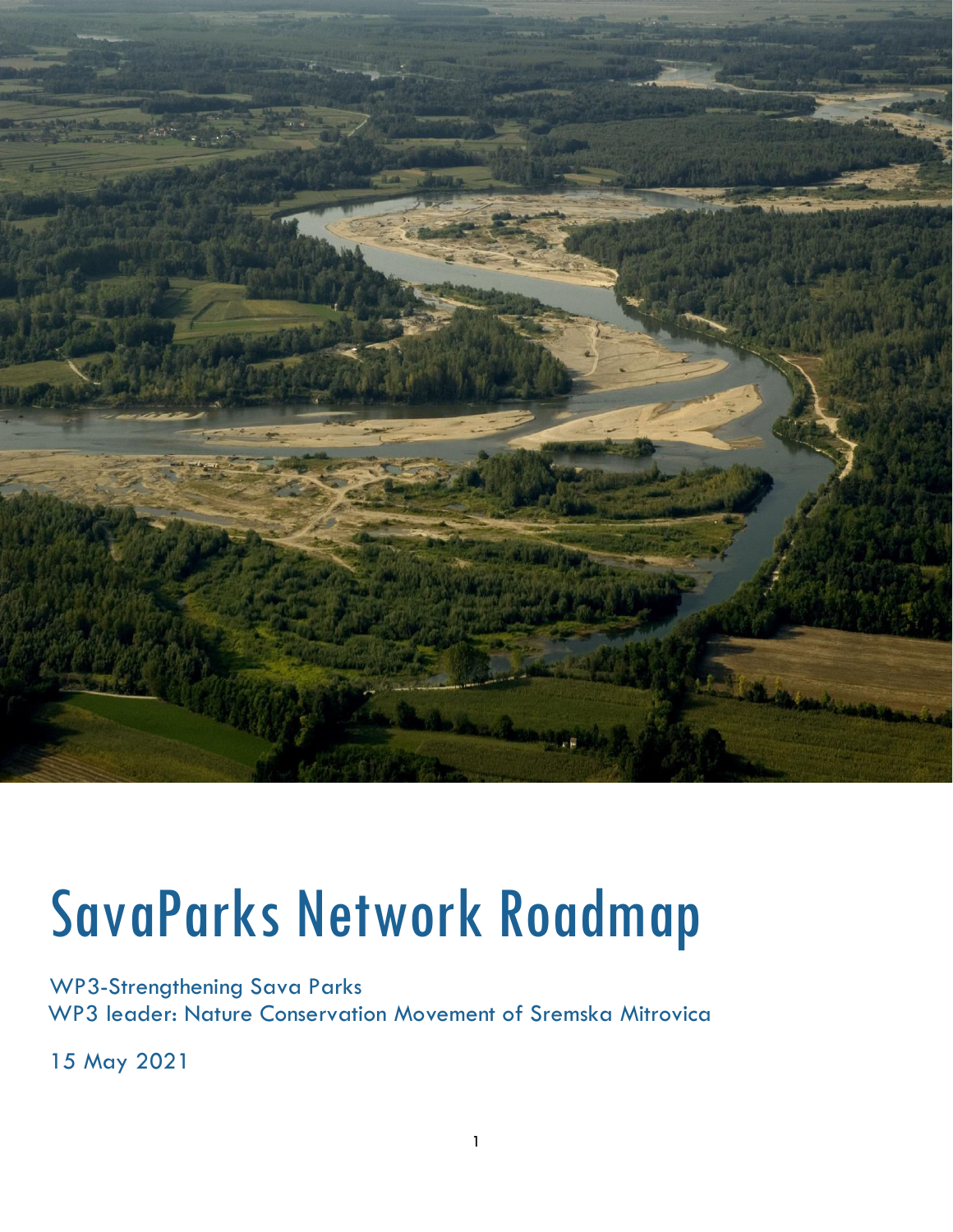# SavaParks Network Roadmap

WP3-Strengthening Sava Parks
WP3 leader: Nature Conservation Movement of Sremska Mitrovica

15 May 2021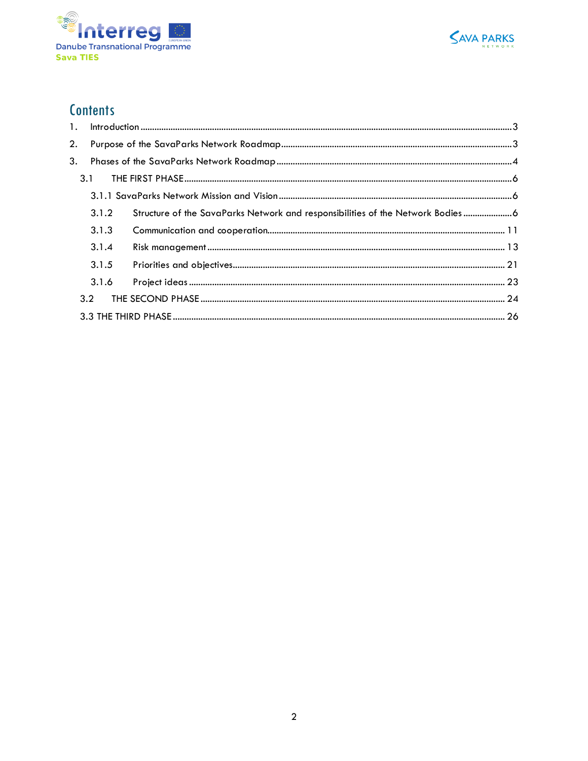# Contents

1. Introduction ..... 3
2. Purpose of the SavaParks Network Roadmap ..... 3
3. Phases of the SavaParks Network Roadmap ..... 4
   - 3.1 THE FIRST PHASE ..... 6
     - 3.1.1 SavaParks Network Mission and Vision ..... 6
     - 3.1.2 Structure of the SavaParks Network and responsibilities of the Network Bodies ..... 6
     - 3.1.3 Communication and cooperation ..... 11
     - 3.1.4 Risk management ..... 13
     - 3.1.5 Priorities and objectives ..... 21
     - 3.1.6 Project ideas ..... 23
   - 3.2 THE SECOND PHASE ..... 24
   - 3.3 THE THIRD PHASE ..... 26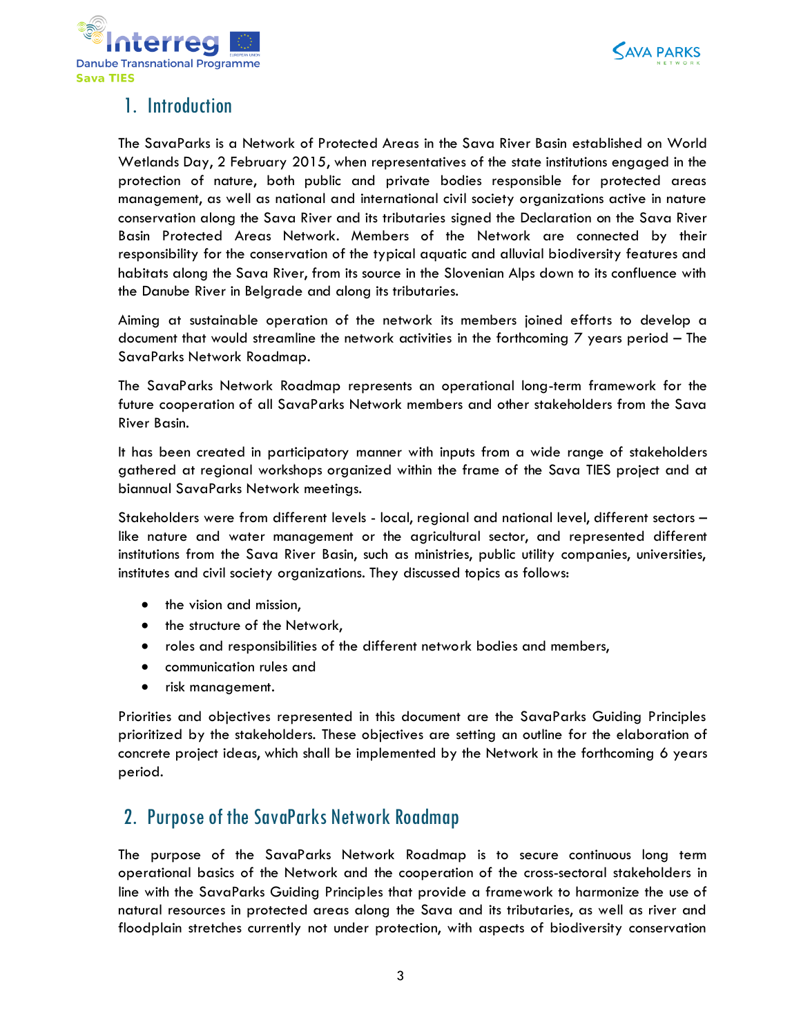# 1. Introduction

The SavaParks is a Network of Protected Areas in the Sava River Basin established on World Wetlands Day, 2 February 2015, when representatives of the state institutions engaged in the protection of nature, both public and private bodies responsible for protected areas management, as well as national and international civil society organizations active in nature conservation along the Sava River and its tributaries signed the Declaration on the Sava River Basin Protected Areas Network. Members of the Network are connected by their responsibility for the conservation of the typical aquatic and alluvial biodiversity features and habitats along the Sava River, from its source in the Slovenian Alps down to its confluence with the Danube River in Belgrade and along its tributaries.

Aiming at sustainable operation of the network its members joined efforts to develop a document that would streamline the network activities in the forthcoming 7 years period – The SavaParks Network Roadmap.

The SavaParks Network Roadmap represents an operational long-term framework for the future cooperation of all SavaParks Network members and other stakeholders from the Sava River Basin.

It has been created in participatory manner with inputs from a wide range of stakeholders gathered at regional workshops organized within the frame of the Sava TIES project and at biannual SavaParks Network meetings.

Stakeholders were from different levels - local, regional and national level, different sectors – like nature and water management or the agricultural sector, and represented different institutions from the Sava River Basin, such as ministries, public utility companies, universities, institutes and civil society organizations. They discussed topics as follows:

- the vision and mission,
- the structure of the Network,
- roles and responsibilities of the different network bodies and members,
- communication rules and
- risk management.

Priorities and objectives represented in this document are the SavaParks Guiding Principles prioritized by the stakeholders. These objectives are setting an outline for the elaboration of concrete project ideas, which shall be implemented by the Network in the forthcoming 6 years period.

# 2. Purpose of the SavaParks Network Roadmap

The purpose of the SavaParks Network Roadmap is to secure continuous long term operational basics of the Network and the cooperation of the cross-sectoral stakeholders in line with the SavaParks Guiding Principles that provide a framework to harmonize the use of natural resources in protected areas along the Sava and its tributaries, as well as river and floodplain stretches currently not under protection, with aspects of biodiversity conservation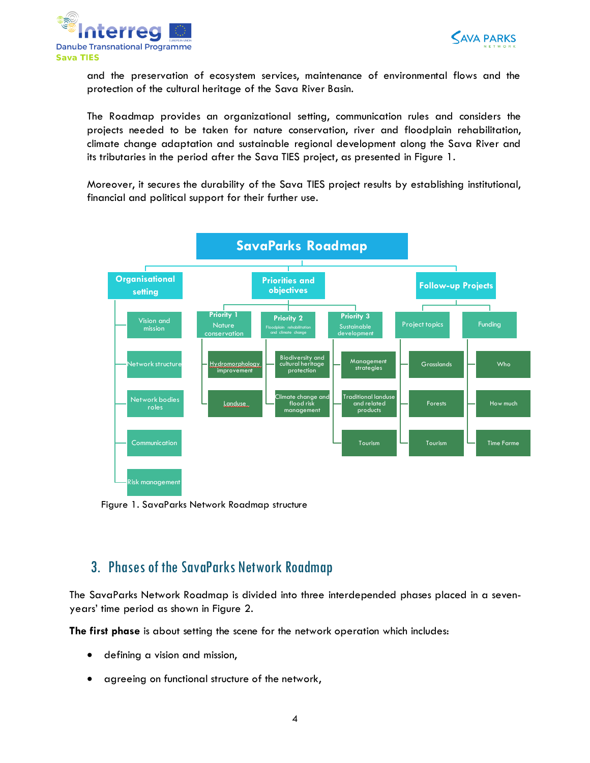and the preservation of ecosystem services, maintenance of environmental flows and the protection of the cultural heritage of the Sava River Basin.

The Roadmap provides an organizational setting, communication rules and considers the projects needed to be taken for nature conservation, river and floodplain rehabilitation, climate change adaptation and sustainable regional development along the Sava River and its tributaries in the period after the Sava TIES project, as presented in Figure 1.

Moreover, it secures the durability of the Sava TIES project results by establishing institutional, financial and political support for their further use.

- **SavaParks Roadmap**
  - **Organisational setting**
    - Vision and mission
    - Network structure
    - Network bodies roles
    - Communication
    - Risk management
  - **Priorities and objectives**
    - Priority 1 – Nature conservation
      - Hydromorphology improvement
      - Landuse
    - Priority 2 – Floodplain rehabilitation and climate change
      - Biodiversity and cultural heritage protection
      - Climate change and flood risk management
    - Priority 3 – Sustainable development
      - Management strategies
      - Traditional landuse and related products
      - Tourism
  - **Follow-up Projects**
    - Project topics
      - Grasslands
      - Forests
      - Tourism
    - Funding
      - Who
      - How much
      - Time Farme

Figure 1. SavaParks Network Roadmap structure

## 3. Phases of the SavaParks Network Roadmap

The SavaParks Network Roadmap is divided into three interdepended phases placed in a seven-years' time period as shown in Figure 2.

**The first phase** is about setting the scene for the network operation which includes:

- defining a vision and mission,
- agreeing on functional structure of the network,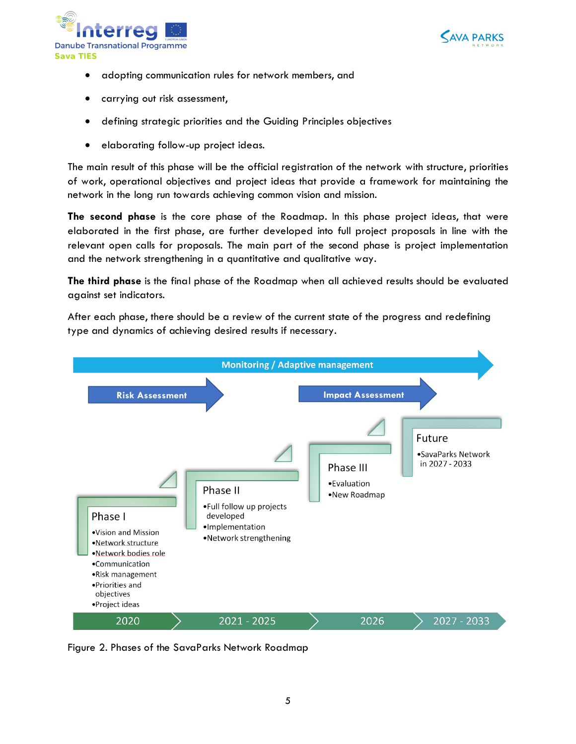- adopting communication rules for network members, and
- carrying out risk assessment,
- defining strategic priorities and the Guiding Principles objectives
- elaborating follow-up project ideas.

The main result of this phase will be the official registration of the network with structure, priorities of work, operational objectives and project ideas that provide a framework for maintaining the network in the long run towards achieving common vision and mission.

**The second phase** is the core phase of the Roadmap. In this phase project ideas, that were elaborated in the first phase, are further developed into full project proposals in line with the relevant open calls for proposals. The main part of the second phase is project implementation and the network strengthening in a quantitative and qualitative way.

**The third phase** is the final phase of the Roadmap when all achieved results should be evaluated against set indicators.

After each phase, there should be a review of the current state of the progress and redefining type and dynamics of achieving desired results if necessary.

Monitoring / Adaptive management

Risk Assessment

Impact Assessment

Phase I
- Vision and Mission
- Network structure
- Network bodies role
- Communication
- Risk management
- Priorities and objectives
- Project ideas

Phase II
- Full follow up projects developed
- Implementation
- Network strengthening

Phase III
- Evaluation
- New Roadmap

Future
- SavaParks Network in 2027 - 2033

2020 | 2021 - 2025 | 2026 | 2027 - 2033

Figure 2. Phases of the SavaParks Network Roadmap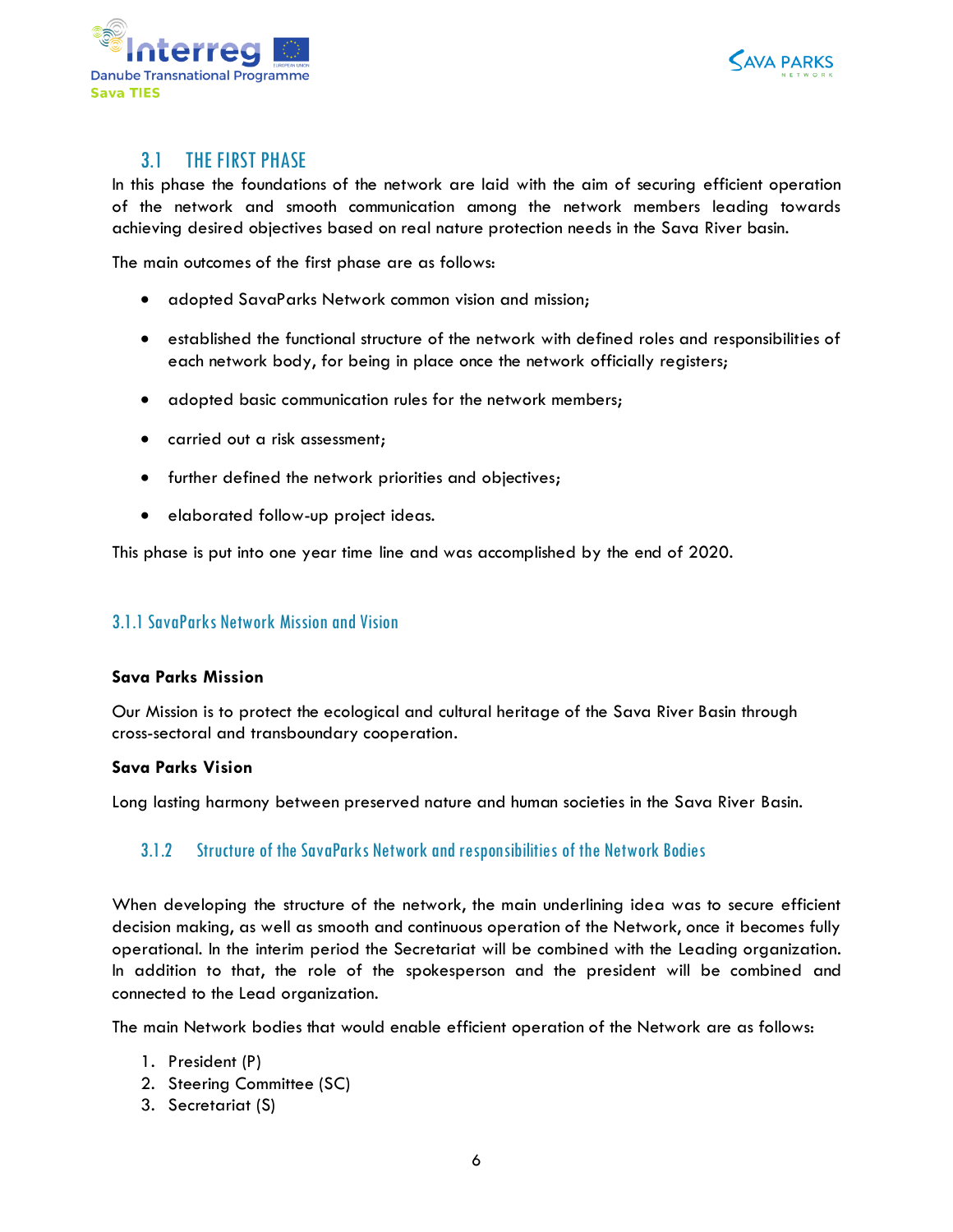## 3.1 THE FIRST PHASE

In this phase the foundations of the network are laid with the aim of securing efficient operation of the network and smooth communication among the network members leading towards achieving desired objectives based on real nature protection needs in the Sava River basin.

The main outcomes of the first phase are as follows:

- adopted SavaParks Network common vision and mission;
- established the functional structure of the network with defined roles and responsibilities of each network body, for being in place once the network officially registers;
- adopted basic communication rules for the network members;
- carried out a risk assessment;
- further defined the network priorities and objectives;
- elaborated follow-up project ideas.

This phase is put into one year time line and was accomplished by the end of 2020.

### 3.1.1 SavaParks Network Mission and Vision

**Sava Parks Mission**

Our Mission is to protect the ecological and cultural heritage of the Sava River Basin through cross-sectoral and transboundary cooperation.

**Sava Parks Vision**

Long lasting harmony between preserved nature and human societies in the Sava River Basin.

### 3.1.2 Structure of the SavaParks Network and responsibilities of the Network Bodies

When developing the structure of the network, the main underlining idea was to secure efficient decision making, as well as smooth and continuous operation of the Network, once it becomes fully operational. In the interim period the Secretariat will be combined with the Leading organization. In addition to that, the role of the spokesperson and the president will be combined and connected to the Lead organization.

The main Network bodies that would enable efficient operation of the Network are as follows:

1. President (P)
2. Steering Committee (SC)
3. Secretariat (S)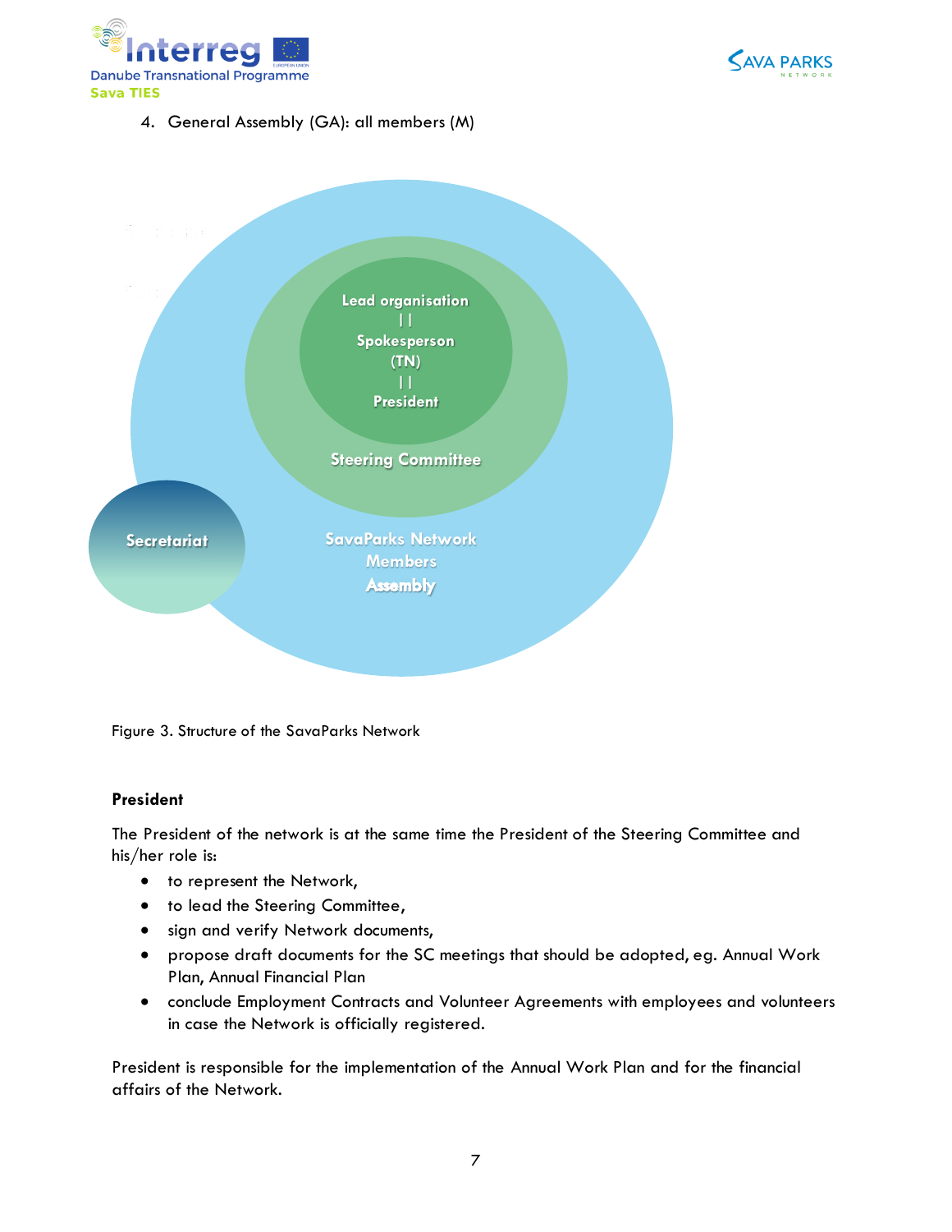4. General Assembly (GA): all members (M)

Lead organisation
| |
Spokesperson
(TN)
| |
President

Steering Committee

Secretariat

SavaParks Network
Members
Assembly

Figure 3. Structure of the SavaParks Network

**President**

The President of the network is at the same time the President of the Steering Committee and his/her role is:

- to represent the Network,
- to lead the Steering Committee,
- sign and verify Network documents,
- propose draft documents for the SC meetings that should be adopted, eg. Annual Work Plan, Annual Financial Plan
- conclude Employment Contracts and Volunteer Agreements with employees and volunteers in case the Network is officially registered.

President is responsible for the implementation of the Annual Work Plan and for the financial affairs of the Network.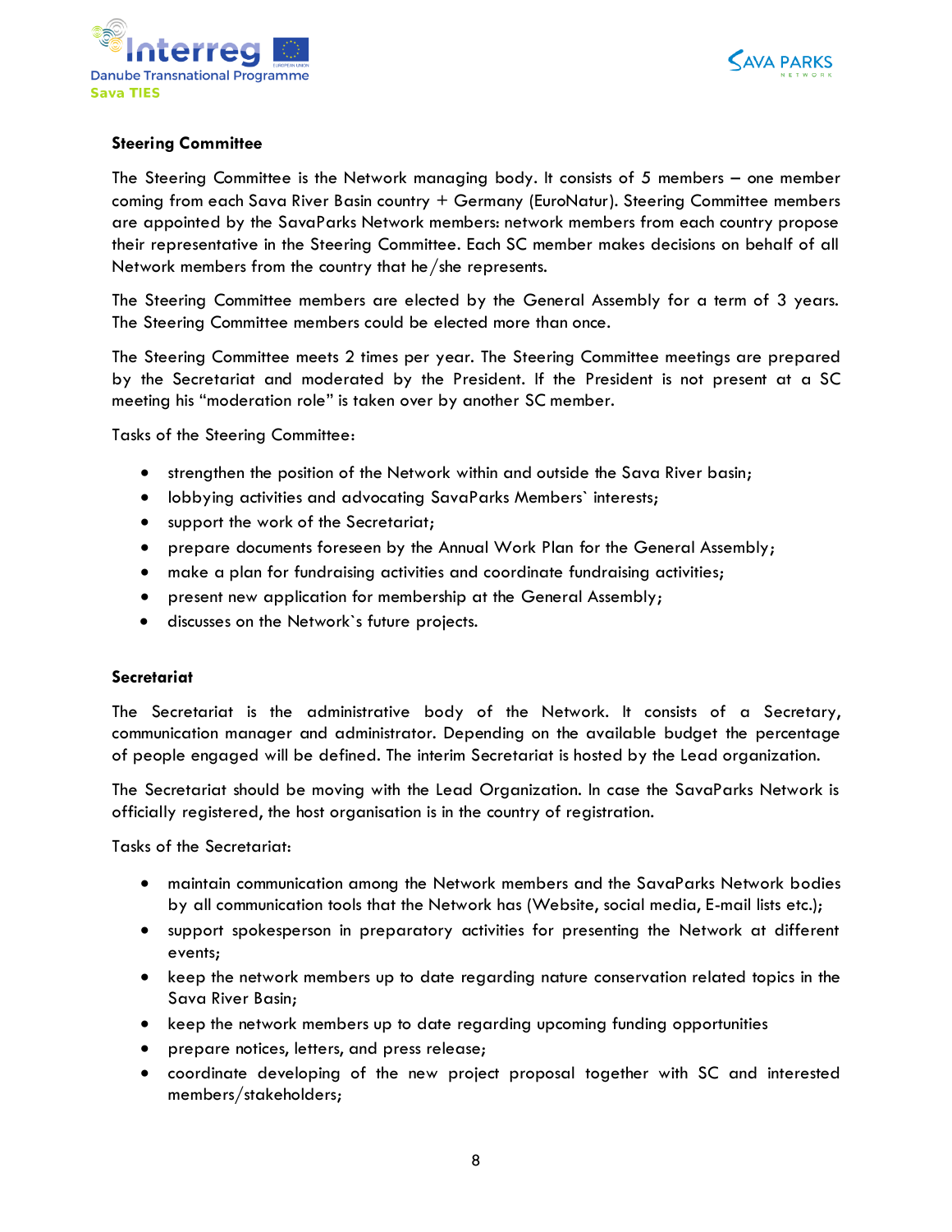**Steering Committee**

The Steering Committee is the Network managing body. It consists of 5 members – one member coming from each Sava River Basin country + Germany (EuroNatur). Steering Committee members are appointed by the SavaParks Network members: network members from each country propose their representative in the Steering Committee. Each SC member makes decisions on behalf of all Network members from the country that he/she represents.

The Steering Committee members are elected by the General Assembly for a term of 3 years. The Steering Committee members could be elected more than once.

The Steering Committee meets 2 times per year. The Steering Committee meetings are prepared by the Secretariat and moderated by the President. If the President is not present at a SC meeting his "moderation role" is taken over by another SC member.

Tasks of the Steering Committee:

- strengthen the position of the Network within and outside the Sava River basin;
- lobbying activities and advocating SavaParks Members` interests;
- support the work of the Secretariat;
- prepare documents foreseen by the Annual Work Plan for the General Assembly;
- make a plan for fundraising activities and coordinate fundraising activities;
- present new application for membership at the General Assembly;
- discusses on the Network`s future projects.

**Secretariat**

The Secretariat is the administrative body of the Network. It consists of a Secretary, communication manager and administrator. Depending on the available budget the percentage of people engaged will be defined. The interim Secretariat is hosted by the Lead organization.

The Secretariat should be moving with the Lead Organization. In case the SavaParks Network is officially registered, the host organisation is in the country of registration.

Tasks of the Secretariat:

- maintain communication among the Network members and the SavaParks Network bodies by all communication tools that the Network has (Website, social media, E-mail lists etc.);
- support spokesperson in preparatory activities for presenting the Network at different events;
- keep the network members up to date regarding nature conservation related topics in the Sava River Basin;
- keep the network members up to date regarding upcoming funding opportunities
- prepare notices, letters, and press release;
- coordinate developing of the new project proposal together with SC and interested members/stakeholders;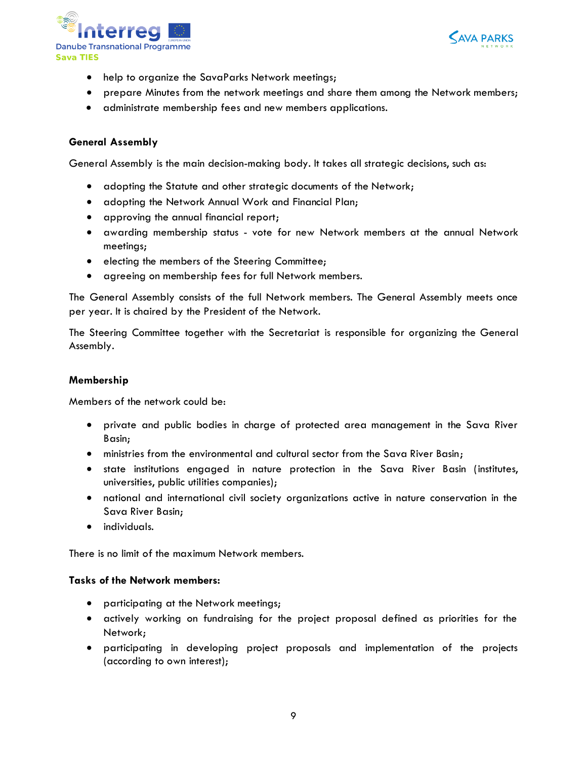- help to organize the SavaParks Network meetings;
- prepare Minutes from the network meetings and share them among the Network members;
- administrate membership fees and new members applications.

**General Assembly**

General Assembly is the main decision-making body. It takes all strategic decisions, such as:

- adopting the Statute and other strategic documents of the Network;
- adopting the Network Annual Work and Financial Plan;
- approving the annual financial report;
- awarding membership status - vote for new Network members at the annual Network meetings;
- electing the members of the Steering Committee;
- agreeing on membership fees for full Network members.

The General Assembly consists of the full Network members. The General Assembly meets once per year. It is chaired by the President of the Network.

The Steering Committee together with the Secretariat is responsible for organizing the General Assembly.

**Membership**

Members of the network could be:

- private and public bodies in charge of protected area management in the Sava River Basin;
- ministries from the environmental and cultural sector from the Sava River Basin;
- state institutions engaged in nature protection in the Sava River Basin (institutes, universities, public utilities companies);
- national and international civil society organizations active in nature conservation in the Sava River Basin;
- individuals.

There is no limit of the maximum Network members.

**Tasks of the Network members:**

- participating at the Network meetings;
- actively working on fundraising for the project proposal defined as priorities for the Network;
- participating in developing project proposals and implementation of the projects (according to own interest);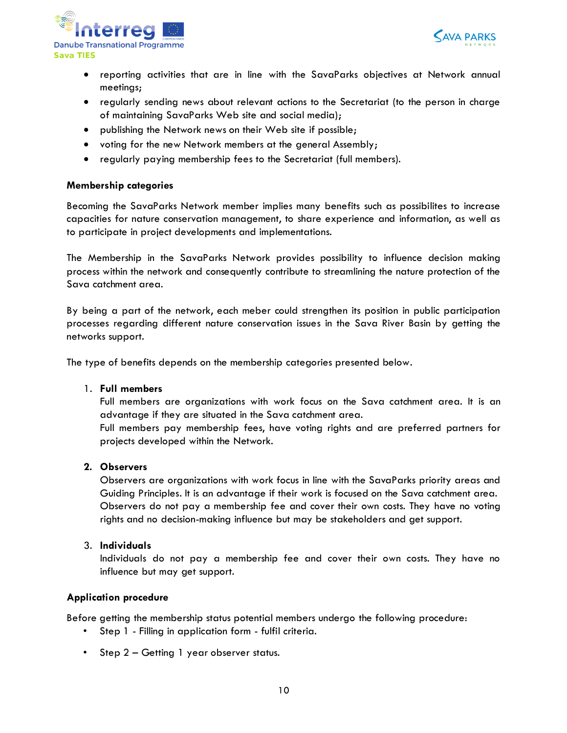- reporting activities that are in line with the SavaParks objectives at Network annual meetings;
- regularly sending news about relevant actions to the Secretariat (to the person in charge of maintaining SavaParks Web site and social media);
- publishing the Network news on their Web site if possible;
- voting for the new Network members at the general Assembly;
- regularly paying membership fees to the Secretariat (full members).

**Membership categories**

Becoming the SavaParks Network member implies many benefits such as possibilites to increase capacities for nature conservation management, to share experience and information, as well as to participate in project developments and implementations.

The Membership in the SavaParks Network provides possibility to influence decision making process within the network and consequently contribute to streamlining the nature protection of the Sava catchment area.

By being a part of the network, each meber could strengthen its position in public participation processes regarding different nature conservation issues in the Sava River Basin by getting the networks support.

The type of benefits depends on the membership categories presented below.

1. **Full members**
   Full members are organizations with work focus on the Sava catchment area. It is an advantage if they are situated in the Sava catchment area.
   Full members pay membership fees, have voting rights and are preferred partners for projects developed within the Network.

2. **Observers**
   Observers are organizations with work focus in line with the SavaParks priority areas and Guiding Principles. It is an advantage if their work is focused on the Sava catchment area.
   Observers do not pay a membership fee and cover their own costs. They have no voting rights and no decision-making influence but may be stakeholders and get support.

3. **Individuals**
   Individuals do not pay a membership fee and cover their own costs. They have no influence but may get support.

**Application procedure**

Before getting the membership status potential members undergo the following procedure:

- Step 1 - Filling in application form - fulfil criteria.
- Step 2 – Getting 1 year observer status.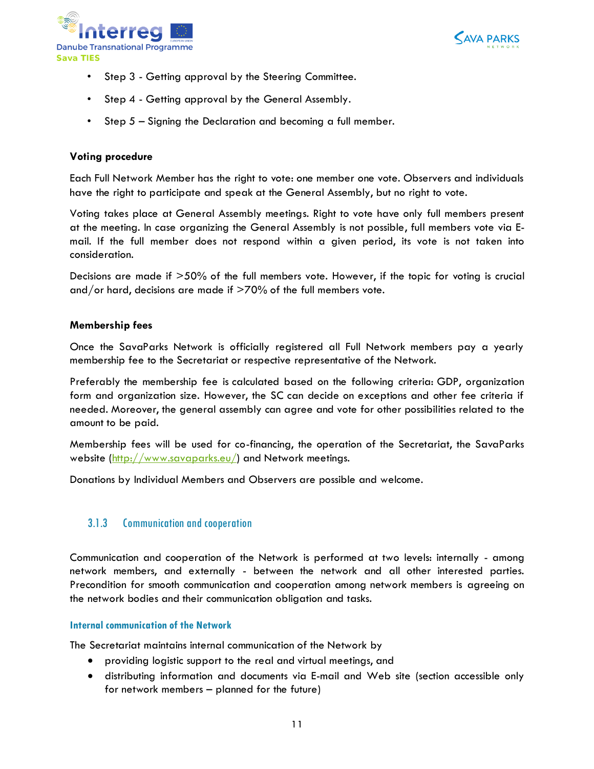- Step 3 - Getting approval by the Steering Committee.
- Step 4 - Getting approval by the General Assembly.
- Step 5 – Signing the Declaration and becoming a full member.

**Voting procedure**

Each Full Network Member has the right to vote: one member one vote. Observers and individuals have the right to participate and speak at the General Assembly, but no right to vote.

Voting takes place at General Assembly meetings. Right to vote have only full members present at the meeting. In case organizing the General Assembly is not possible, full members vote via E-mail. If the full member does not respond within a given period, its vote is not taken into consideration.

Decisions are made if >50% of the full members vote. However, if the topic for voting is crucial and/or hard, decisions are made if >70% of the full members vote.

**Membership fees**

Once the SavaParks Network is officially registered all Full Network members pay a yearly membership fee to the Secretariat or respective representative of the Network.

Preferably the membership fee is calculated based on the following criteria: GDP, organization form and organization size. However, the SC can decide on exceptions and other fee criteria if needed. Moreover, the general assembly can agree and vote for other possibilities related to the amount to be paid.

Membership fees will be used for co-financing, the operation of the Secretariat, the SavaParks website (http://www.savaparks.eu/) and Network meetings.

Donations by Individual Members and Observers are possible and welcome.

### 3.1.3 Communication and cooperation

Communication and cooperation of the Network is performed at two levels: internally - among network members, and externally - between the network and all other interested parties. Precondition for smooth communication and cooperation among network members is agreeing on the network bodies and their communication obligation and tasks.

#### Internal communication of the Network

The Secretariat maintains internal communication of the Network by

- providing logistic support to the real and virtual meetings, and
- distributing information and documents via E-mail and Web site (section accessible only for network members – planned for the future)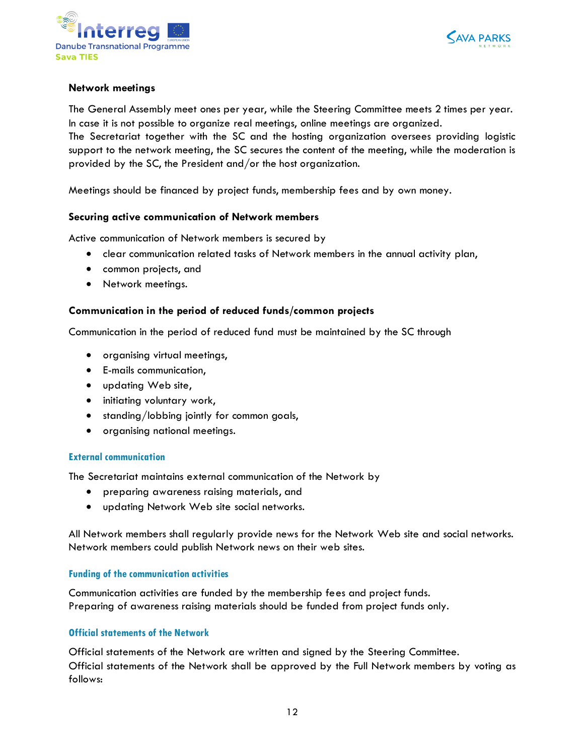**Network meetings**

The General Assembly meet ones per year, while the Steering Committee meets 2 times per year. In case it is not possible to organize real meetings, online meetings are organized.
The Secretariat together with the SC and the hosting organization oversees providing logistic support to the network meeting, the SC secures the content of the meeting, while the moderation is provided by the SC, the President and/or the host organization.

Meetings should be financed by project funds, membership fees and by own money.

**Securing active communication of Network members**

Active communication of Network members is secured by

- clear communication related tasks of Network members in the annual activity plan,
- common projects, and
- Network meetings.

**Communication in the period of reduced funds/common projects**

Communication in the period of reduced fund must be maintained by the SC through

- organising virtual meetings,
- E-mails communication,
- updating Web site,
- initiating voluntary work,
- standing/lobbing jointly for common goals,
- organising national meetings.

### External communication

The Secretariat maintains external communication of the Network by

- preparing awareness raising materials, and
- updating Network Web site social networks.

All Network members shall regularly provide news for the Network Web site and social networks. Network members could publish Network news on their web sites.

### Funding of the communication activities

Communication activities are funded by the membership fees and project funds.
Preparing of awareness raising materials should be funded from project funds only.

### Official statements of the Network

Official statements of the Network are written and signed by the Steering Committee.
Official statements of the Network shall be approved by the Full Network members by voting as follows: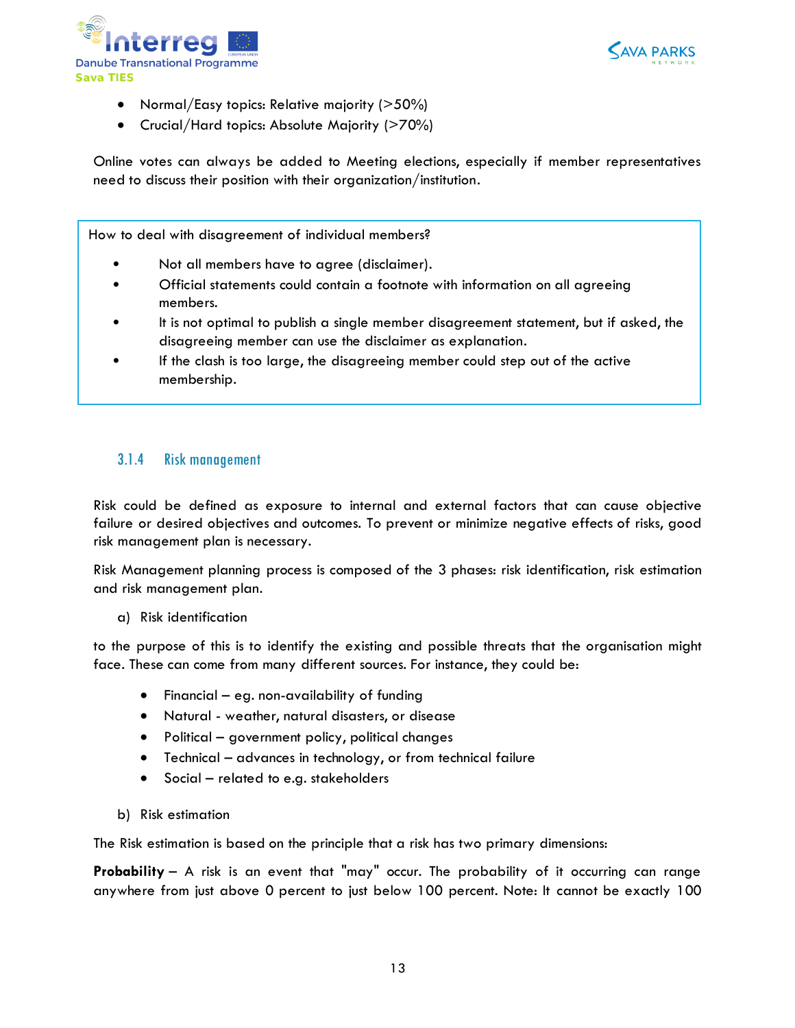- Normal/Easy topics: Relative majority (>50%)
- Crucial/Hard topics: Absolute Majority (>70%)

Online votes can always be added to Meeting elections, especially if member representatives need to discuss their position with their organization/institution.

> How to deal with disagreement of individual members?
>
> - Not all members have to agree (disclaimer).
> - Official statements could contain a footnote with information on all agreeing members.
> - It is not optimal to publish a single member disagreement statement, but if asked, the disagreeing member can use the disclaimer as explanation.
> - If the clash is too large, the disagreeing member could step out of the active membership.

### 3.1.4 Risk management

Risk could be defined as exposure to internal and external factors that can cause objective failure or desired objectives and outcomes. To prevent or minimize negative effects of risks, good risk management plan is necessary.

Risk Management planning process is composed of the 3 phases: risk identification, risk estimation and risk management plan.

a) Risk identification

to the purpose of this is to identify the existing and possible threats that the organisation might face. These can come from many different sources. For instance, they could be:

- Financial – eg. non-availability of funding
- Natural - weather, natural disasters, or disease
- Political – government policy, political changes
- Technical – advances in technology, or from technical failure
- Social – related to e.g. stakeholders

b) Risk estimation

The Risk estimation is based on the principle that a risk has two primary dimensions:

**Probability** – A risk is an event that "may" occur. The probability of it occurring can range anywhere from just above 0 percent to just below 100 percent. Note: It cannot be exactly 100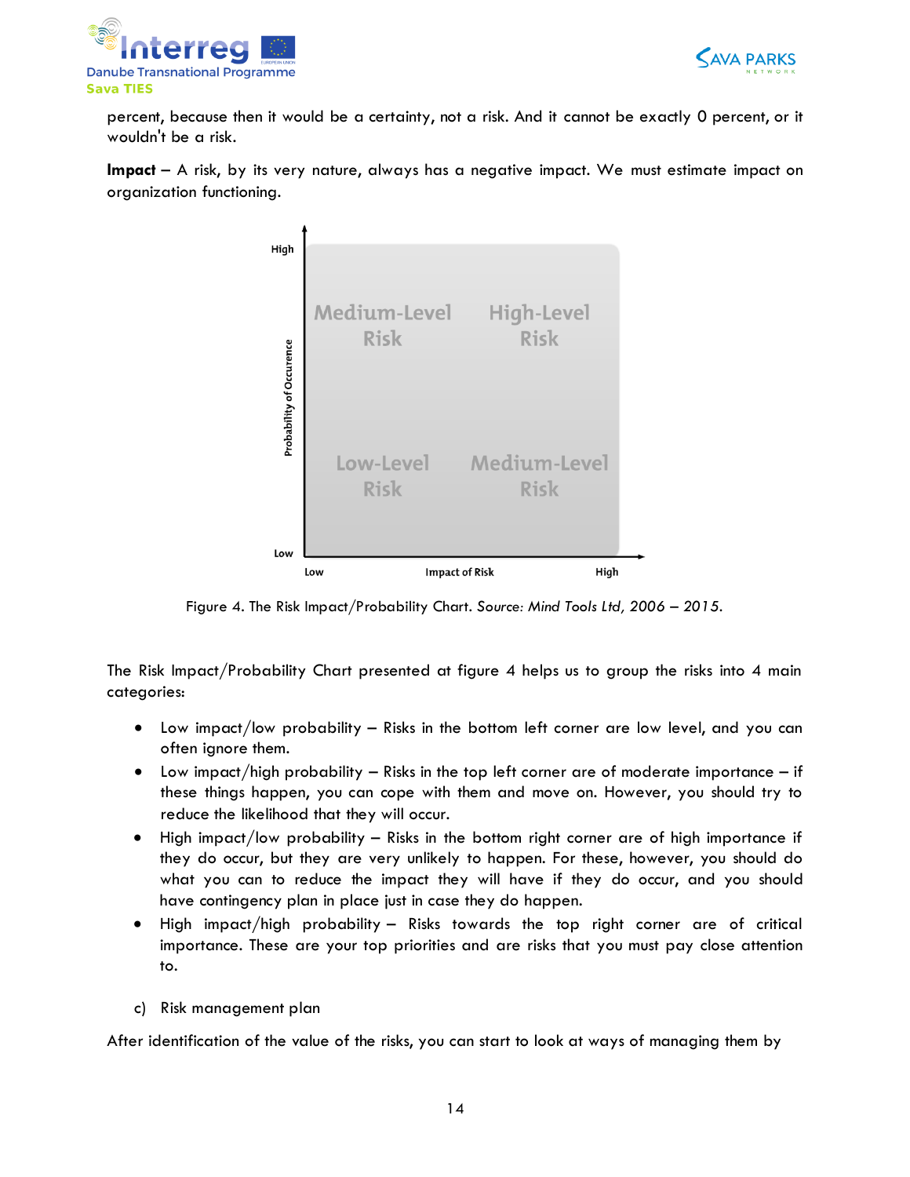percent, because then it would be a certainty, not a risk. And it cannot be exactly 0 percent, or it wouldn't be a risk.

**Impact** – A risk, by its very nature, always has a negative impact. We must estimate impact on organization functioning.

Figure 4. The Risk Impact/Probability Chart. *Source: Mind Tools Ltd, 2006 – 2015.*

The Risk Impact/Probability Chart presented at figure 4 helps us to group the risks into 4 main categories:

- Low impact/low probability – Risks in the bottom left corner are low level, and you can often ignore them.
- Low impact/high probability – Risks in the top left corner are of moderate importance – if these things happen, you can cope with them and move on. However, you should try to reduce the likelihood that they will occur.
- High impact/low probability – Risks in the bottom right corner are of high importance if they do occur, but they are very unlikely to happen. For these, however, you should do what you can to reduce the impact they will have if they do occur, and you should have contingency plan in place just in case they do happen.
- High impact/high probability – Risks towards the top right corner are of critical importance. These are your top priorities and are risks that you must pay close attention to.

c) Risk management plan

After identification of the value of the risks, you can start to look at ways of managing them by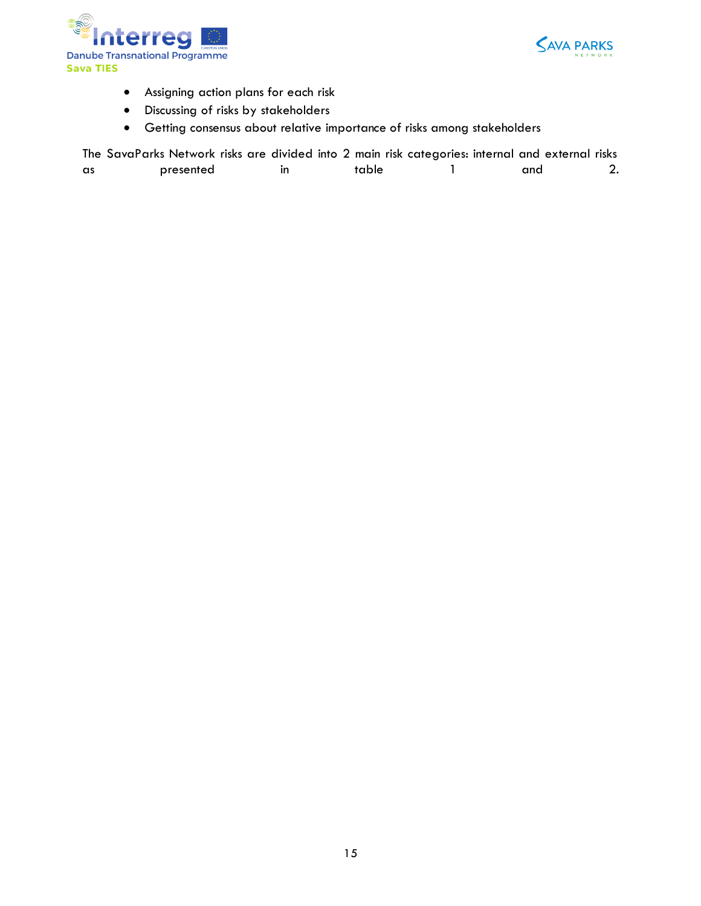- Assigning action plans for each risk
- Discussing of risks by stakeholders
- Getting consensus about relative importance of risks among stakeholders

The SavaParks Network risks are divided into 2 main risk categories: internal and external risks as presented in table 1 and 2.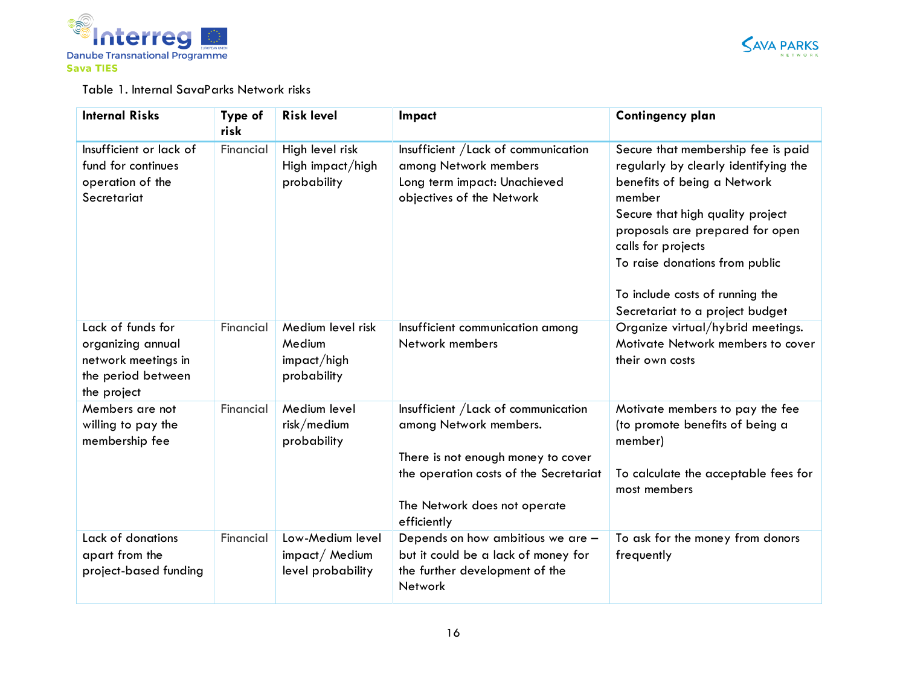Table 1. Internal SavaParks Network risks

| Internal Risks | Type of risk | Risk level | Impact | Contingency plan |
|---|---|---|---|---|
| Insufficient or lack of fund for continues operation of the Secretariat | Financial | High level risk<br>High impact/high probability | Insufficient /Lack of communication among Network members<br>Long term impact: Unachieved objectives of the Network | Secure that membership fee is paid regularly by clearly identifying the benefits of being a Network member<br>Secure that high quality project proposals are prepared for open calls for projects<br>To raise donations from public<br><br>To include costs of running the Secretariat to a project budget |
| Lack of funds for organizing annual network meetings in the period between the project | Financial | Medium level risk<br>Medium impact/high probability | Insufficient communication among Network members | Organize virtual/hybrid meetings.<br>Motivate Network members to cover their own costs |
| Members are not willing to pay the membership fee | Financial | Medium level risk/medium probability | Insufficient /Lack of communication among Network members.<br><br>There is not enough money to cover the operation costs of the Secretariat<br><br>The Network does not operate efficiently | Motivate members to pay the fee (to promote benefits of being a member)<br><br>To calculate the acceptable fees for most members |
| Lack of donations apart from the project-based funding | Financial | Low-Medium level impact/ Medium level probability | Depends on how ambitious we are – but it could be a lack of money for the further development of the Network | To ask for the money from donors frequently |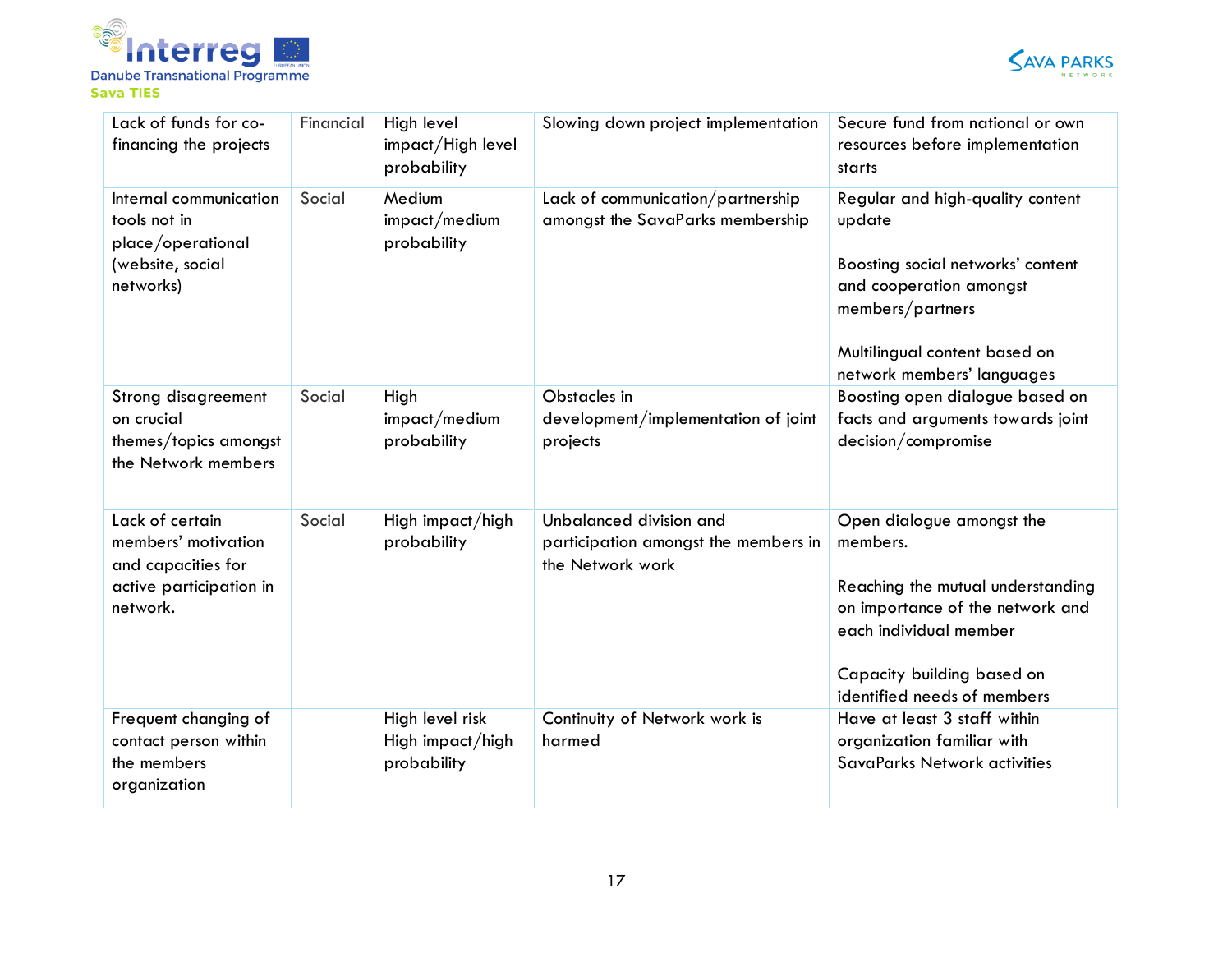| Lack of funds for co-financing the projects | Financial | High level impact/High level probability | Slowing down project implementation | Secure fund from national or own resources before implementation starts |
|---|---|---|---|---|
| Internal communication tools not in place/operational (website, social networks) | Social | Medium impact/medium probability | Lack of communication/partnership amongst the SavaParks membership | Regular and high-quality content update<br><br>Boosting social networks' content and cooperation amongst members/partners<br><br>Multilingual content based on network members' languages |
| Strong disagreement on crucial themes/topics amongst the Network members | Social | High impact/medium probability | Obstacles in development/implementation of joint projects | Boosting open dialogue based on facts and arguments towards joint decision/compromise |
| Lack of certain members' motivation and capacities for active participation in network. | Social | High impact/high probability | Unbalanced division and participation amongst the members in the Network work | Open dialogue amongst the members.<br><br>Reaching the mutual understanding on importance of the network and each individual member<br><br>Capacity building based on identified needs of members |
| Frequent changing of contact person within the members organization | | High level risk High impact/high probability | Continuity of Network work is harmed | Have at least 3 staff within organization familiar with SavaParks Network activities |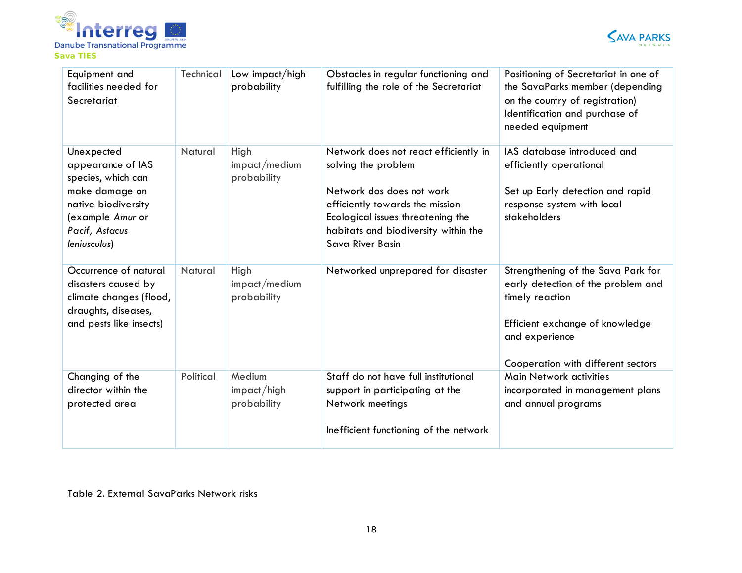| Equipment and facilities needed for Secretariat | Technical | Low impact/high probability | Obstacles in regular functioning and fulfilling the role of the Secretariat | Positioning of Secretariat in one of the SavaParks member (depending on the country of registration) Identification and purchase of needed equipment |
|---|---|---|---|---|
| Unexpected appearance of IAS species, which can make damage on native biodiversity (example *Amur* or *Pacif, Astacus leniusculus*) | Natural | High impact/medium probability | Network does not react efficiently in solving the problem<br><br>Network dos does not work efficiently towards the mission Ecological issues threatening the habitats and biodiversity within the Sava River Basin | IAS database introduced and efficiently operational<br><br>Set up Early detection and rapid response system with local stakeholders |
| Occurrence of natural disasters caused by climate changes (flood, draughts, diseases, and pests like insects) | Natural | High impact/medium probability | Networked unprepared for disaster | Strengthening of the Sava Park for early detection of the problem and timely reaction<br><br>Efficient exchange of knowledge and experience<br><br>Cooperation with different sectors |
| Changing of the director within the protected area | Political | Medium impact/high probability | Staff do not have full institutional support in participating at the Network meetings<br><br>Inefficient functioning of the network | Main Network activities incorporated in management plans and annual programs |

Table 2. External SavaParks Network risks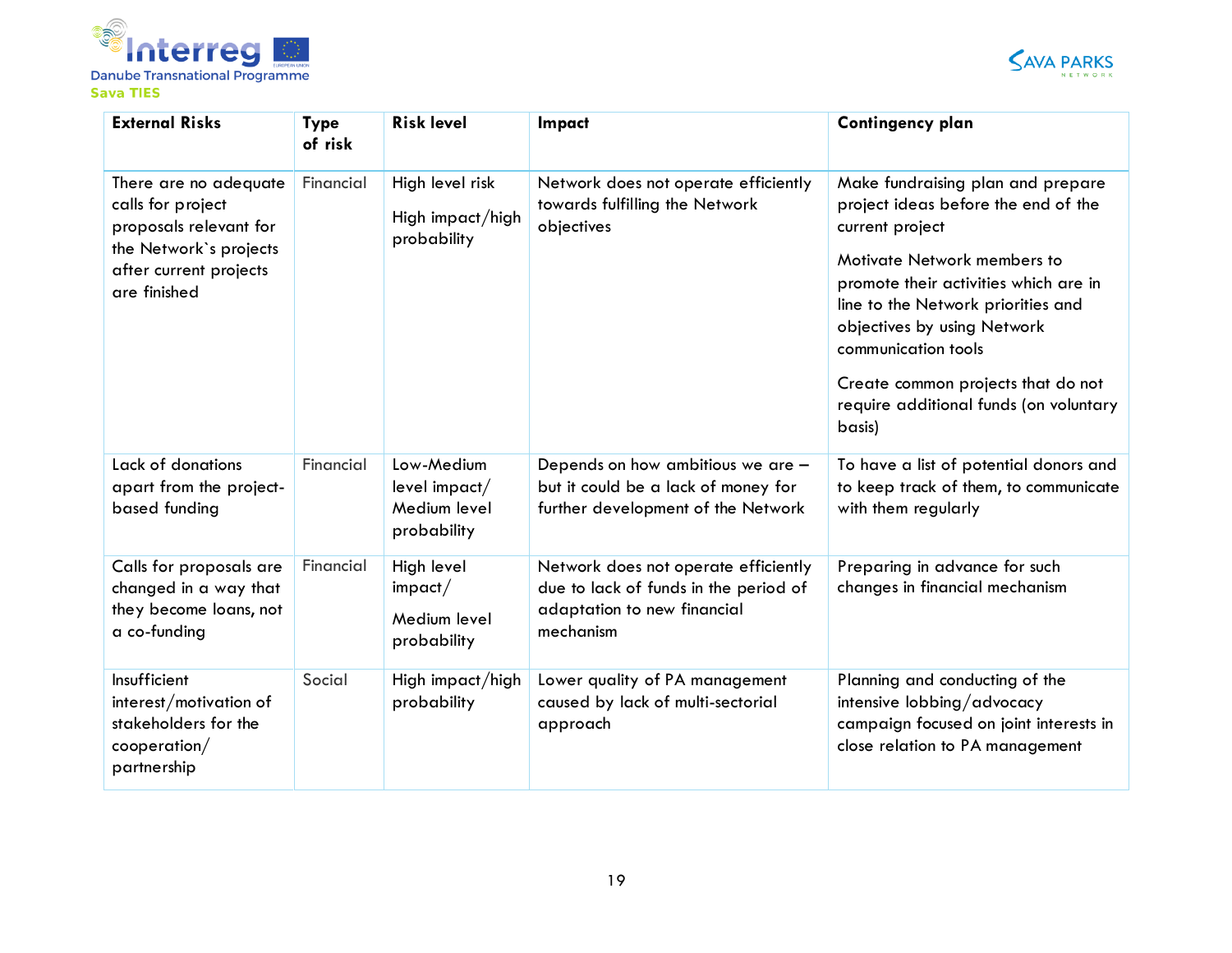| External Risks | Type of risk | Risk level | Impact | Contingency plan |
|---|---|---|---|---|
| There are no adequate calls for project proposals relevant for the Network`s projects after current projects are finished | Financial | High level risk<br><br>High impact/high probability | Network does not operate efficiently towards fulfilling the Network objectives | Make fundraising plan and prepare project ideas before the end of the current project<br><br>Motivate Network members to promote their activities which are in line to the Network priorities and objectives by using Network communication tools<br><br>Create common projects that do not require additional funds (on voluntary basis) |
| Lack of donations apart from the project-based funding | Financial | Low-Medium level impact/ Medium level probability | Depends on how ambitious we are – but it could be a lack of money for further development of the Network | To have a list of potential donors and to keep track of them, to communicate with them regularly |
| Calls for proposals are changed in a way that they become loans, not a co-funding | Financial | High level impact/<br><br>Medium level probability | Network does not operate efficiently due to lack of funds in the period of adaptation to new financial mechanism | Preparing in advance for such changes in financial mechanism |
| Insufficient interest/motivation of stakeholders for the cooperation/ partnership | Social | High impact/high probability | Lower quality of PA management caused by lack of multi-sectorial approach | Planning and conducting of the intensive lobbing/advocacy campaign focused on joint interests in close relation to PA management |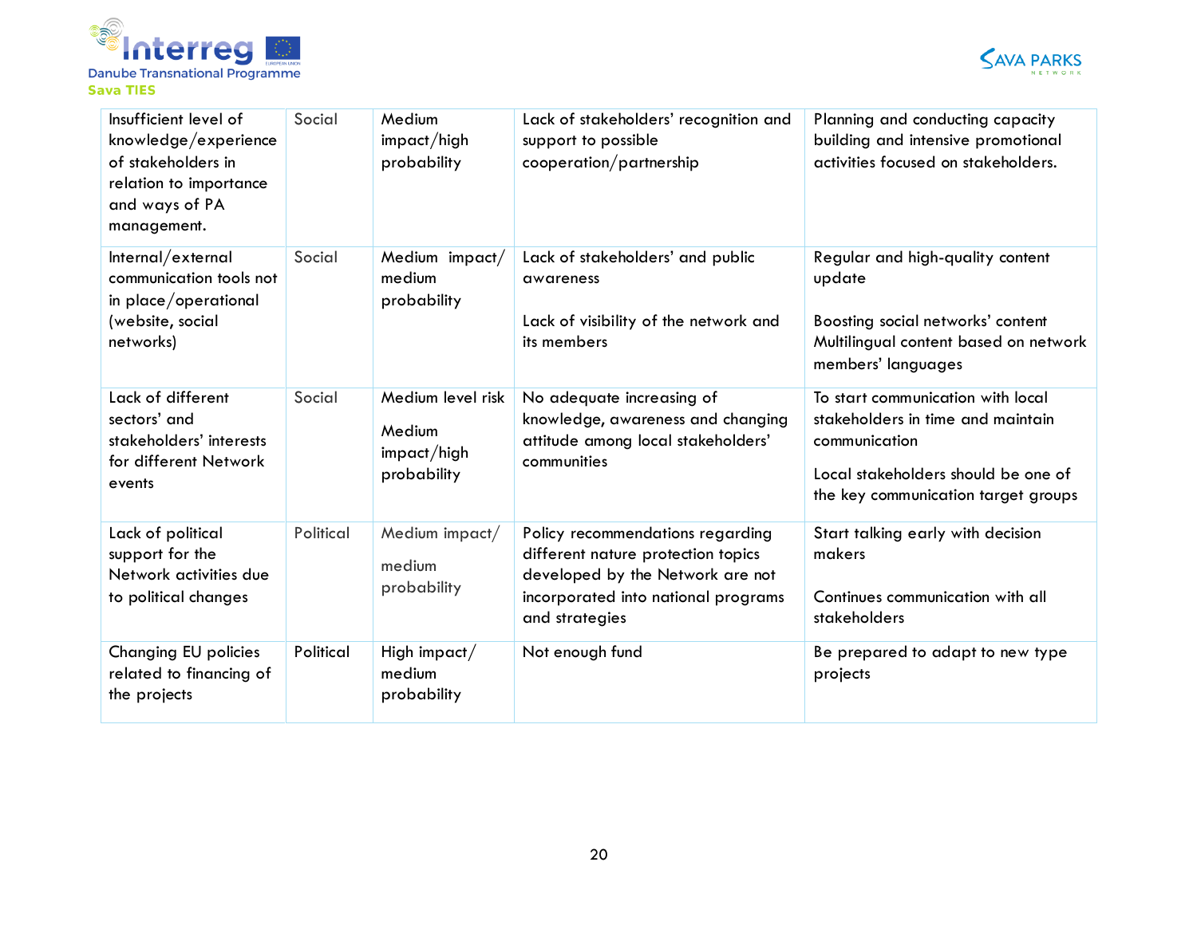| | | | | |
|---|---|---|---|---|
| Insufficient level of knowledge/experience of stakeholders in relation to importance and ways of PA management. | Social | Medium impact/high probability | Lack of stakeholders' recognition and support to possible cooperation/partnership | Planning and conducting capacity building and intensive promotional activities focused on stakeholders. |
| Internal/external communication tools not in place/operational (website, social networks) | Social | Medium impact/ medium probability | Lack of stakeholders' and public awareness<br><br>Lack of visibility of the network and its members | Regular and high-quality content update<br><br>Boosting social networks' content<br>Multilingual content based on network members' languages |
| Lack of different sectors' and stakeholders' interests for different Network events | Social | Medium level risk<br><br>Medium impact/high probability | No adequate increasing of knowledge, awareness and changing attitude among local stakeholders' communities | To start communication with local stakeholders in time and maintain communication<br><br>Local stakeholders should be one of the key communication target groups |
| Lack of political support for the Network activities due to political changes | Political | Medium impact/<br><br>medium probability | Policy recommendations regarding different nature protection topics developed by the Network are not incorporated into national programs and strategies | Start talking early with decision makers<br><br>Continues communication with all stakeholders |
| Changing EU policies related to financing of the projects | Political | High impact/ medium probability | Not enough fund | Be prepared to adapt to new type projects |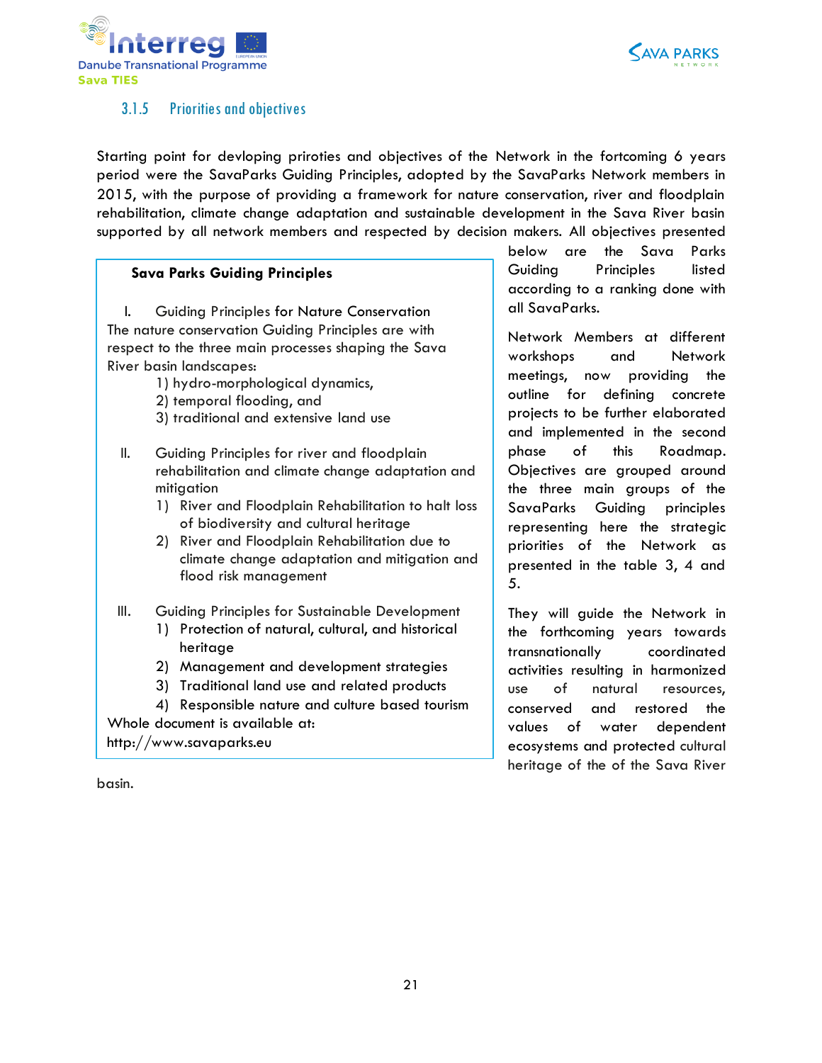### 3.1.5 Priorities and objectives

Starting point for devloping priroties and objectives of the Network in the fortcoming 6 years period were the SavaParks Guiding Principles, adopted by the SavaParks Network members in 2015, with the purpose of providing a framework for nature conservation, river and floodplain rehabilitation, climate change adaptation and sustainable development in the Sava River basin supported by all network members and respected by decision makers. All objectives presented below are the Sava Parks Guiding Principles listed according to a ranking done with all SavaParks.

Network Members at different workshops and Network meetings, now providing the outline for defining concrete projects to be further elaborated and implemented in the second phase of this Roadmap. Objectives are grouped around the three main groups of the SavaParks Guiding principles representing here the strategic priorities of the Network as presented in the table 3, 4 and 5.

They will guide the Network in the forthcoming years towards transnationally coordinated activities resulting in harmonized use of natural resources, conserved and restored the values of water dependent ecosystems and protected cultural heritage of the of the Sava River basin.

> **Sava Parks Guiding Principles**
>
> I. Guiding Principles for Nature Conservation
>
> The nature conservation Guiding Principles are with respect to the three main processes shaping the Sava River basin landscapes:
>
> 1) hydro-morphological dynamics,
> 2) temporal flooding, and
> 3) traditional and extensive land use
>
> II. Guiding Principles for river and floodplain rehabilitation and climate change adaptation and mitigation
>
> 1) River and Floodplain Rehabilitation to halt loss of biodiversity and cultural heritage
> 2) River and Floodplain Rehabilitation due to climate change adaptation and mitigation and flood risk management
>
> III. Guiding Principles for Sustainable Development
>
> 1) Protection of natural, cultural, and historical heritage
> 2) Management and development strategies
> 3) Traditional land use and related products
> 4) Responsible nature and culture based tourism
>
> Whole document is available at:
> http://www.savaparks.eu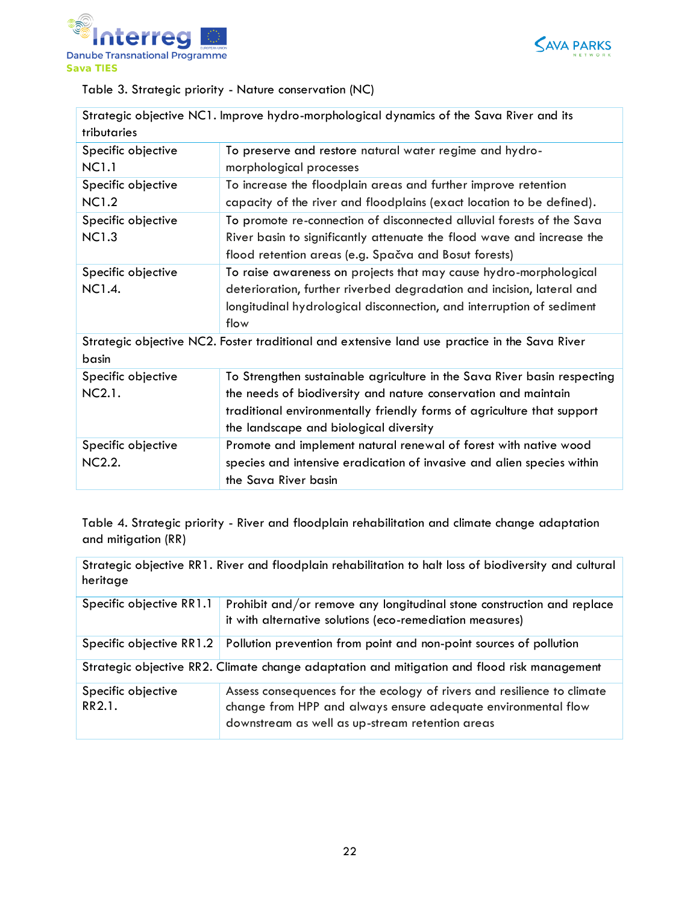Table 3. Strategic priority - Nature conservation (NC)

| Strategic objective NC1. Improve hydro-morphological dynamics of the Sava River and its tributaries | |
|---|---|
| Specific objective NC1.1 | To preserve and restore natural water regime and hydro-morphological processes |
| Specific objective NC1.2 | To increase the floodplain areas and further improve retention capacity of the river and floodplains (exact location to be defined). |
| Specific objective NC1.3 | To promote re-connection of disconnected alluvial forests of the Sava River basin to significantly attenuate the flood wave and increase the flood retention areas (e.g. Spačva and Bosut forests) |
| Specific objective NC1.4. | To raise awareness on projects that may cause hydro-morphological deterioration, further riverbed degradation and incision, lateral and longitudinal hydrological disconnection, and interruption of sediment flow |
| Strategic objective NC2. Foster traditional and extensive land use practice in the Sava River basin | |
| Specific objective NC2.1. | To Strengthen sustainable agriculture in the Sava River basin respecting the needs of biodiversity and nature conservation and maintain traditional environmentally friendly forms of agriculture that support the landscape and biological diversity |
| Specific objective NC2.2. | Promote and implement natural renewal of forest with native wood species and intensive eradication of invasive and alien species within the Sava River basin |

Table 4. Strategic priority - River and floodplain rehabilitation and climate change adaptation and mitigation (RR)

| Strategic objective RR1. River and floodplain rehabilitation to halt loss of biodiversity and cultural heritage | |
|---|---|
| Specific objective RR1.1 | Prohibit and/or remove any longitudinal stone construction and replace it with alternative solutions (eco-remediation measures) |
| Specific objective RR1.2 | Pollution prevention from point and non-point sources of pollution |
| Strategic objective RR2. Climate change adaptation and mitigation and flood risk management | |
| Specific objective RR2.1. | Assess consequences for the ecology of rivers and resilience to climate change from HPP and always ensure adequate environmental flow downstream as well as up-stream retention areas |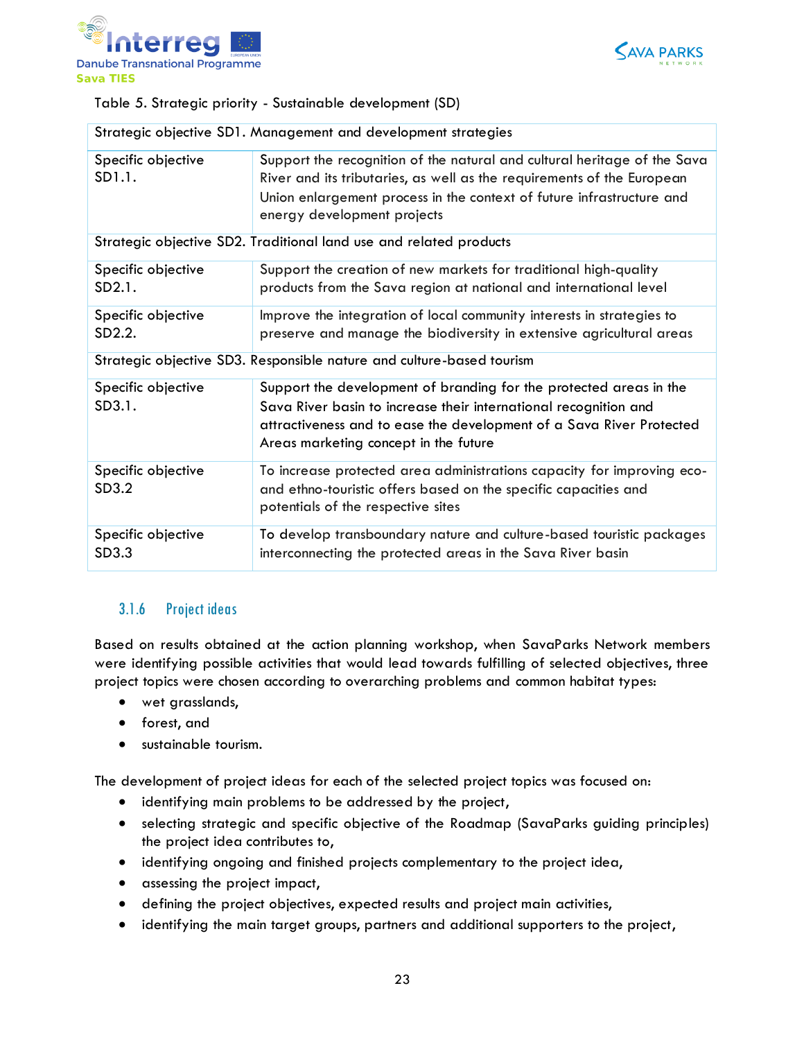Table 5. Strategic priority - Sustainable development (SD)

| Strategic objective SD1. Management and development strategies | |
|---|---|
| Specific objective SD1.1. | Support the recognition of the natural and cultural heritage of the Sava River and its tributaries, as well as the requirements of the European Union enlargement process in the context of future infrastructure and energy development projects |
| Strategic objective SD2. Traditional land use and related products | |
| Specific objective SD2.1. | Support the creation of new markets for traditional high-quality products from the Sava region at national and international level |
| Specific objective SD2.2. | Improve the integration of local community interests in strategies to preserve and manage the biodiversity in extensive agricultural areas |
| Strategic objective SD3. Responsible nature and culture-based tourism | |
| Specific objective SD3.1. | Support the development of branding for the protected areas in the Sava River basin to increase their international recognition and attractiveness and to ease the development of a Sava River Protected Areas marketing concept in the future |
| Specific objective SD3.2 | To increase protected area administrations capacity for improving eco- and ethno-touristic offers based on the specific capacities and potentials of the respective sites |
| Specific objective SD3.3 | To develop transboundary nature and culture-based touristic packages interconnecting the protected areas in the Sava River basin |

### 3.1.6 Project ideas

Based on results obtained at the action planning workshop, when SavaParks Network members were identifying possible activities that would lead towards fulfilling of selected objectives, three project topics were chosen according to overarching problems and common habitat types:

- wet grasslands,
- forest, and
- sustainable tourism.

The development of project ideas for each of the selected project topics was focused on:

- identifying main problems to be addressed by the project,
- selecting strategic and specific objective of the Roadmap (SavaParks guiding principles) the project idea contributes to,
- identifying ongoing and finished projects complementary to the project idea,
- assessing the project impact,
- defining the project objectives, expected results and project main activities,
- identifying the main target groups, partners and additional supporters to the project,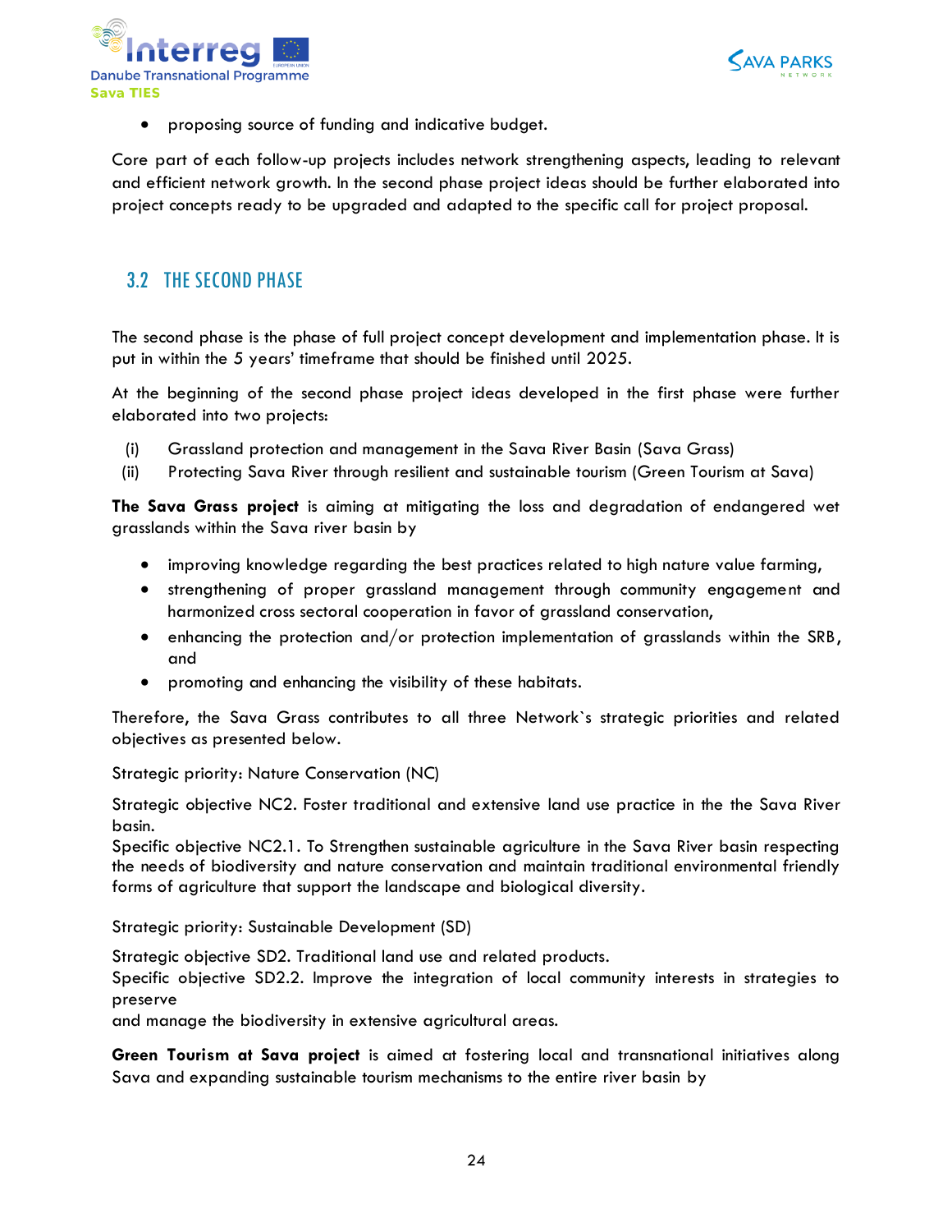- proposing source of funding and indicative budget.

Core part of each follow-up projects includes network strengthening aspects, leading to relevant and efficient network growth. In the second phase project ideas should be further elaborated into project concepts ready to be upgraded and adapted to the specific call for project proposal.

## 3.2 THE SECOND PHASE

The second phase is the phase of full project concept development and implementation phase. It is put in within the 5 years' timeframe that should be finished until 2025.

At the beginning of the second phase project ideas developed in the first phase were further elaborated into two projects:

(i) Grassland protection and management in the Sava River Basin (Sava Grass)
(ii) Protecting Sava River through resilient and sustainable tourism (Green Tourism at Sava)

**The Sava Grass project** is aiming at mitigating the loss and degradation of endangered wet grasslands within the Sava river basin by

- improving knowledge regarding the best practices related to high nature value farming,
- strengthening of proper grassland management through community engagement and harmonized cross sectoral cooperation in favor of grassland conservation,
- enhancing the protection and/or protection implementation of grasslands within the SRB, and
- promoting and enhancing the visibility of these habitats.

Therefore, the Sava Grass contributes to all three Network`s strategic priorities and related objectives as presented below.

Strategic priority: Nature Conservation (NC)

Strategic objective NC2. Foster traditional and extensive land use practice in the the Sava River basin.
Specific objective NC2.1. To Strengthen sustainable agriculture in the Sava River basin respecting the needs of biodiversity and nature conservation and maintain traditional environmental friendly forms of agriculture that support the landscape and biological diversity.

Strategic priority: Sustainable Development (SD)

Strategic objective SD2. Traditional land use and related products.
Specific objective SD2.2. Improve the integration of local community interests in strategies to preserve
and manage the biodiversity in extensive agricultural areas.

**Green Tourism at Sava project** is aimed at fostering local and transnational initiatives along Sava and expanding sustainable tourism mechanisms to the entire river basin by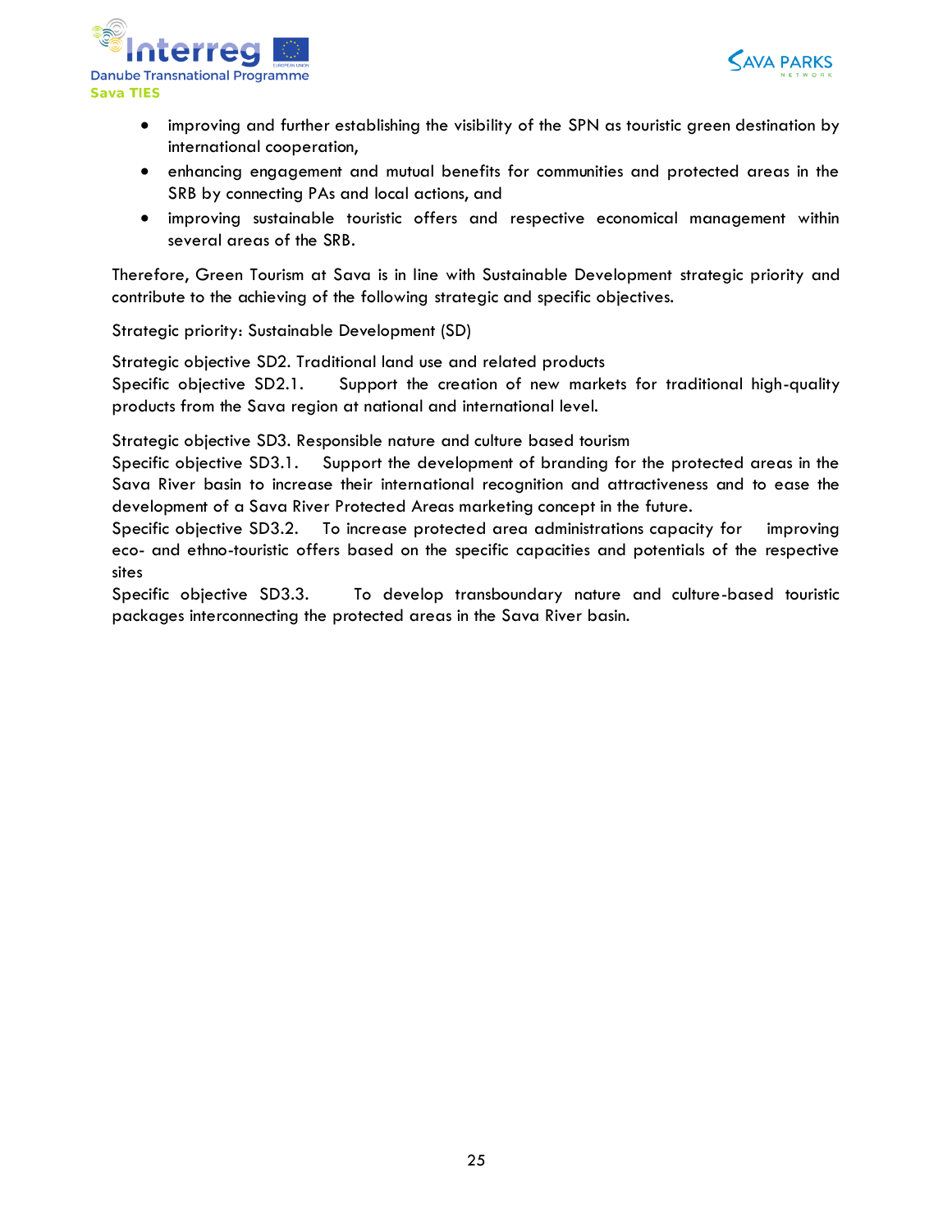- improving and further establishing the visibility of the SPN as touristic green destination by international cooperation,
- enhancing engagement and mutual benefits for communities and protected areas in the SRB by connecting PAs and local actions, and
- improving sustainable touristic offers and respective economical management within several areas of the SRB.

Therefore, Green Tourism at Sava is in line with Sustainable Development strategic priority and contribute to the achieving of the following strategic and specific objectives.

Strategic priority: Sustainable Development (SD)

Strategic objective SD2. Traditional land use and related products
Specific objective SD2.1. Support the creation of new markets for traditional high-quality products from the Sava region at national and international level.

Strategic objective SD3. Responsible nature and culture based tourism
Specific objective SD3.1. Support the development of branding for the protected areas in the Sava River basin to increase their international recognition and attractiveness and to ease the development of a Sava River Protected Areas marketing concept in the future.
Specific objective SD3.2. To increase protected area administrations capacity for improving eco- and ethno-touristic offers based on the specific capacities and potentials of the respective sites
Specific objective SD3.3. To develop transboundary nature and culture-based touristic packages interconnecting the protected areas in the Sava River basin.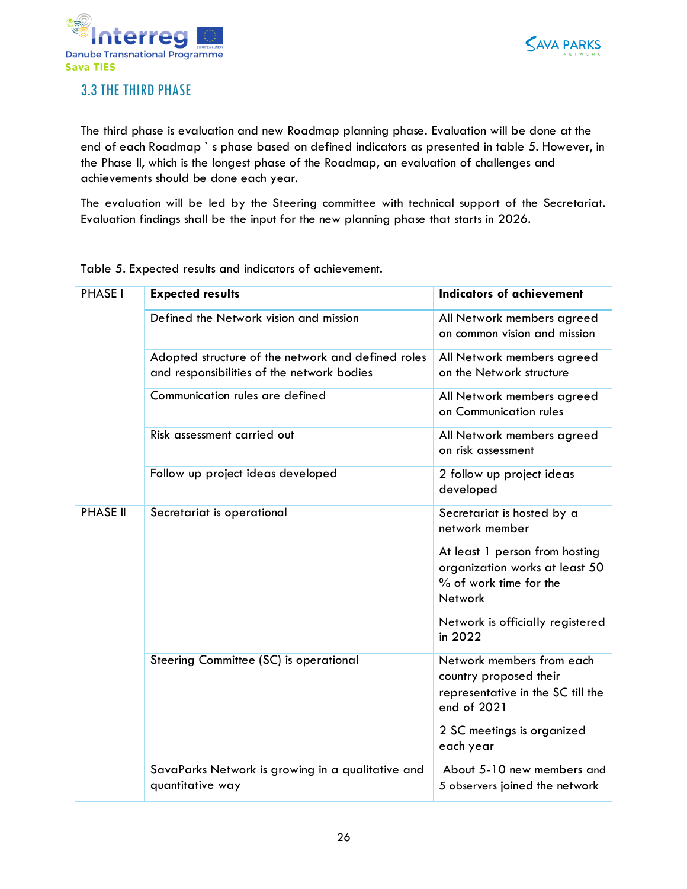### 3.3 THE THIRD PHASE

The third phase is evaluation and new Roadmap planning phase. Evaluation will be done at the end of each Roadmap ` s phase based on defined indicators as presented in table 5. However, in the Phase II, which is the longest phase of the Roadmap, an evaluation of challenges and achievements should be done each year.

The evaluation will be led by the Steering committee with technical support of the Secretariat. Evaluation findings shall be the input for the new planning phase that starts in 2026.

Table 5. Expected results and indicators of achievement.

| PHASE I | **Expected results** | **Indicators of achievement** |
|---|---|---|
| | Defined the Network vision and mission | All Network members agreed on common vision and mission |
| | Adopted structure of the network and defined roles and responsibilities of the network bodies | All Network members agreed on the Network structure |
| | Communication rules are defined | All Network members agreed on Communication rules |
| | Risk assessment carried out | All Network members agreed on risk assessment |
| | Follow up project ideas developed | 2 follow up project ideas developed |
| PHASE II | Secretariat is operational | Secretariat is hosted by a network member<br><br>At least 1 person from hosting organization works at least 50 % of work time for the Network<br><br>Network is officially registered in 2022 |
| | Steering Committee (SC) is operational | Network members from each country proposed their representative in the SC till the end of 2021<br><br>2 SC meetings is organized each year |
| | SavaParks Network is growing in a qualitative and quantitative way | About 5-10 new members and 5 observers joined the network |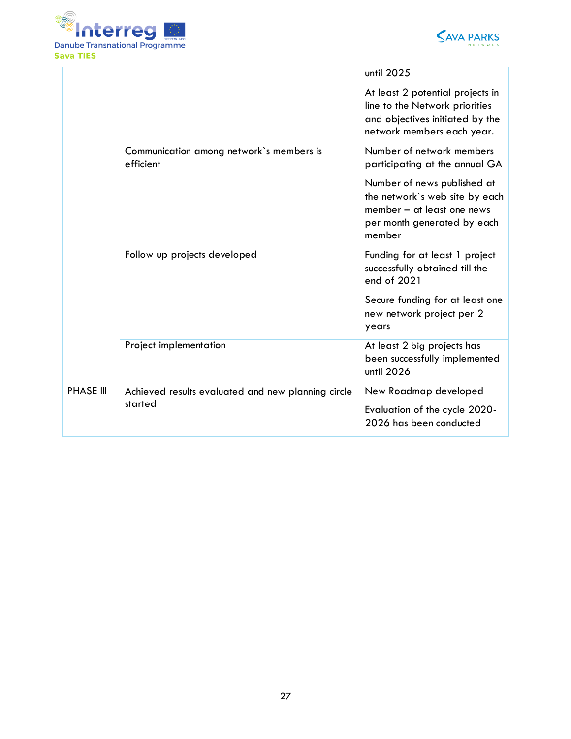| | | |
|---|---|---|
| | | until 2025<br><br>At least 2 potential projects in line to the Network priorities and objectives initiated by the network members each year. |
| | Communication among network`s members is efficient | Number of network members participating at the annual GA<br><br>Number of news published at the network`s web site by each member – at least one news per month generated by each member |
| | Follow up projects developed | Funding for at least 1 project successfully obtained till the end of 2021<br><br>Secure funding for at least one new network project per 2 years |
| | Project implementation | At least 2 big projects has been successfully implemented until 2026 |
| PHASE III | Achieved results evaluated and new planning circle started | New Roadmap developed<br><br>Evaluation of the cycle 2020-2026 has been conducted |